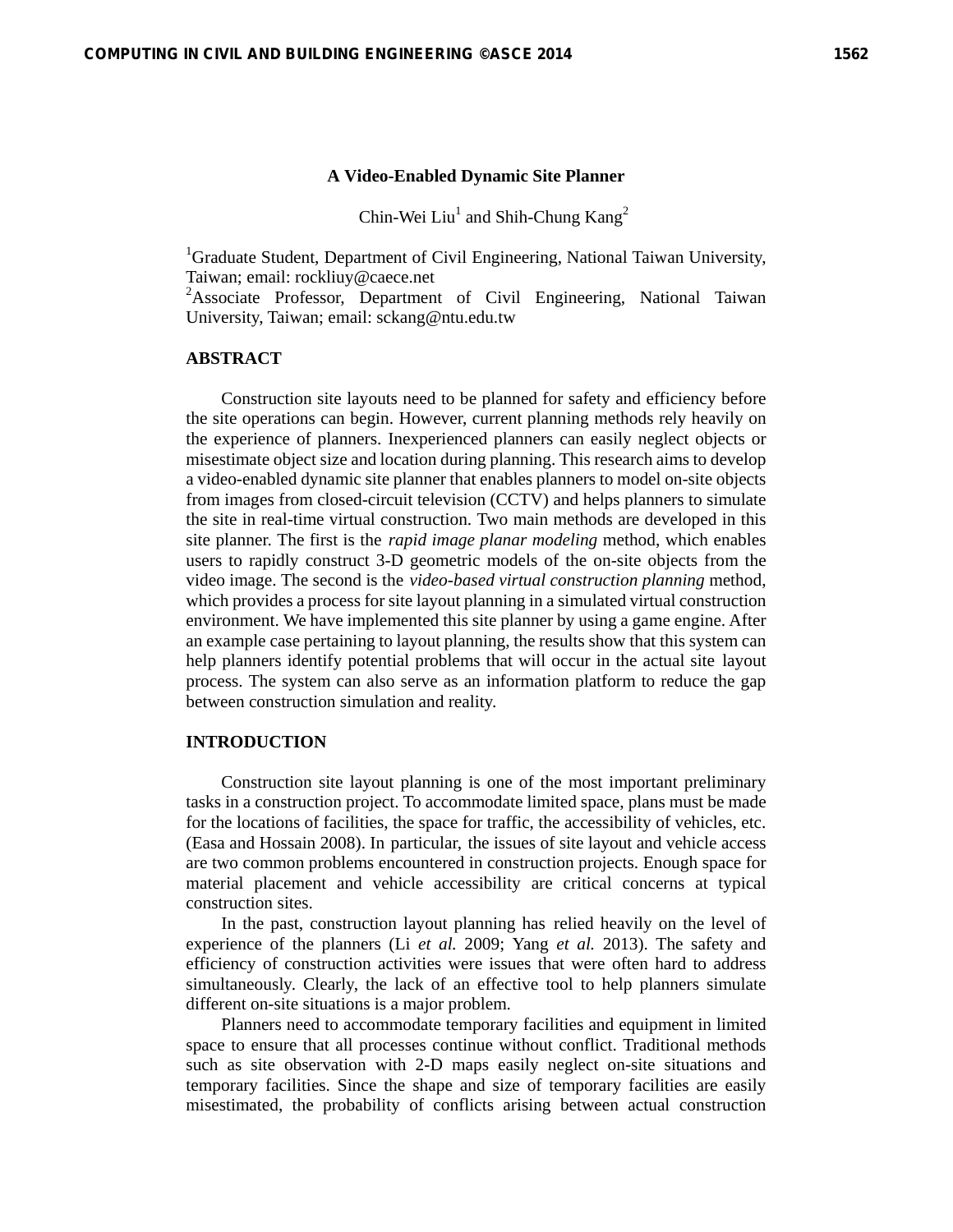# A Video-Enabled Dynamic Site Planner

Chin-Wei Liu[1] and Shih-Chung Kang[2]

[1]Graduate Student, Department of Civil Engineering, National Taiwan University, Taiwan; email: rockliuy@caece.net
[2]Associate Professor, Department of Civil Engineering, National Taiwan University, Taiwan; email: sckang@ntu.edu.tw

## ABSTRACT

Construction site layouts need to be planned for safety and efficiency before the site operations can begin. However, current planning methods rely heavily on the experience of planners. Inexperienced planners can easily neglect objects or misestimate object size and location during planning. This research aims to develop a video-enabled dynamic site planner that enables planners to model on-site objects from images from closed-circuit television (CCTV) and helps planners to simulate the site in real-time virtual construction. Two main methods are developed in this site planner. The first is the *rapid image planar modeling* method, which enables users to rapidly construct 3-D geometric models of the on-site objects from the video image. The second is the *video-based virtual construction planning* method, which provides a process for site layout planning in a simulated virtual construction environment. We have implemented this site planner by using a game engine. After an example case pertaining to layout planning, the results show that this system can help planners identify potential problems that will occur in the actual site layout process. The system can also serve as an information platform to reduce the gap between construction simulation and reality.

## INTRODUCTION

Construction site layout planning is one of the most important preliminary tasks in a construction project. To accommodate limited space, plans must be made for the locations of facilities, the space for traffic, the accessibility of vehicles, etc. (Easa and Hossain 2008). In particular, the issues of site layout and vehicle access are two common problems encountered in construction projects. Enough space for material placement and vehicle accessibility are critical concerns at typical construction sites.

In the past, construction layout planning has relied heavily on the level of experience of the planners (Li *et al.* 2009; Yang *et al.* 2013). The safety and efficiency of construction activities were issues that were often hard to address simultaneously. Clearly, the lack of an effective tool to help planners simulate different on-site situations is a major problem.

Planners need to accommodate temporary facilities and equipment in limited space to ensure that all processes continue without conflict. Traditional methods such as site observation with 2-D maps easily neglect on-site situations and temporary facilities. Since the shape and size of temporary facilities are easily misestimated, the probability of conflicts arising between actual construction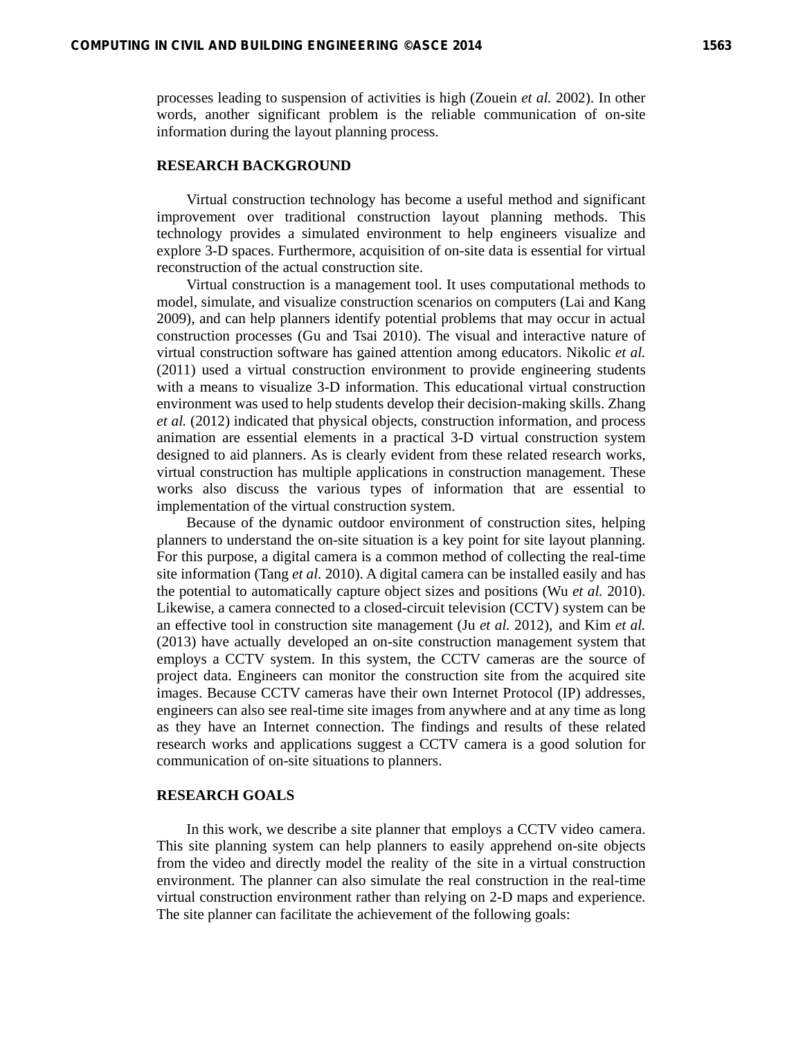processes leading to suspension of activities is high (Zouein *et al.* 2002). In other words, another significant problem is the reliable communication of on-site information during the layout planning process.

## RESEARCH BACKGROUND

Virtual construction technology has become a useful method and significant improvement over traditional construction layout planning methods. This technology provides a simulated environment to help engineers visualize and explore 3-D spaces. Furthermore, acquisition of on-site data is essential for virtual reconstruction of the actual construction site.

Virtual construction is a management tool. It uses computational methods to model, simulate, and visualize construction scenarios on computers (Lai and Kang 2009), and can help planners identify potential problems that may occur in actual construction processes (Gu and Tsai 2010). The visual and interactive nature of virtual construction software has gained attention among educators. Nikolic *et al.* (2011) used a virtual construction environment to provide engineering students with a means to visualize 3-D information. This educational virtual construction environment was used to help students develop their decision-making skills. Zhang *et al.* (2012) indicated that physical objects, construction information, and process animation are essential elements in a practical 3-D virtual construction system designed to aid planners. As is clearly evident from these related research works, virtual construction has multiple applications in construction management. These works also discuss the various types of information that are essential to implementation of the virtual construction system.

Because of the dynamic outdoor environment of construction sites, helping planners to understand the on-site situation is a key point for site layout planning. For this purpose, a digital camera is a common method of collecting the real-time site information (Tang *et al.* 2010). A digital camera can be installed easily and has the potential to automatically capture object sizes and positions (Wu *et al.* 2010). Likewise, a camera connected to a closed-circuit television (CCTV) system can be an effective tool in construction site management (Ju *et al.* 2012), and Kim *et al.* (2013) have actually developed an on-site construction management system that employs a CCTV system. In this system, the CCTV cameras are the source of project data. Engineers can monitor the construction site from the acquired site images. Because CCTV cameras have their own Internet Protocol (IP) addresses, engineers can also see real-time site images from anywhere and at any time as long as they have an Internet connection. The findings and results of these related research works and applications suggest a CCTV camera is a good solution for communication of on-site situations to planners.

## RESEARCH GOALS

In this work, we describe a site planner that employs a CCTV video camera. This site planning system can help planners to easily apprehend on-site objects from the video and directly model the reality of the site in a virtual construction environment. The planner can also simulate the real construction in the real-time virtual construction environment rather than relying on 2-D maps and experience. The site planner can facilitate the achievement of the following goals: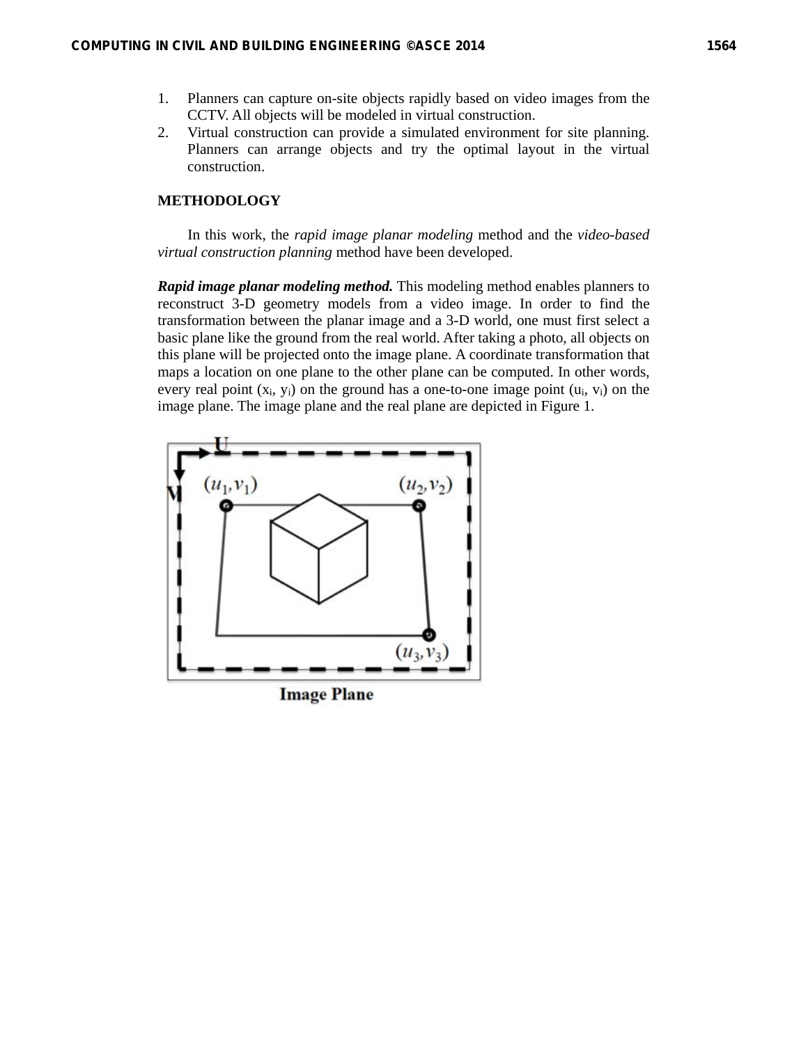1. Planners can capture on-site objects rapidly based on video images from the CCTV. All objects will be modeled in virtual construction.
2. Virtual construction can provide a simulated environment for site planning. Planners can arrange objects and try the optimal layout in the virtual construction.

## METHODOLOGY

In this work, the *rapid image planar modeling* method and the *video-based virtual construction planning* method have been developed.

***Rapid image planar modeling method.*** This modeling method enables planners to reconstruct 3-D geometry models from a video image. In order to find the transformation between the planar image and a 3-D world, one must first select a basic plane like the ground from the real world. After taking a photo, all objects on this plane will be projected onto the image plane. A coordinate transformation that maps a location on one plane to the other plane can be computed. In other words, every real point ($x_i$, $y_i$) on the ground has a one-to-one image point ($u_i$, $v_i$) on the image plane. The image plane and the real plane are depicted in Figure 1.

U

V

$(u_1, v_1)$

$(u_2, v_2)$

$(u_3, v_3)$

Image Plane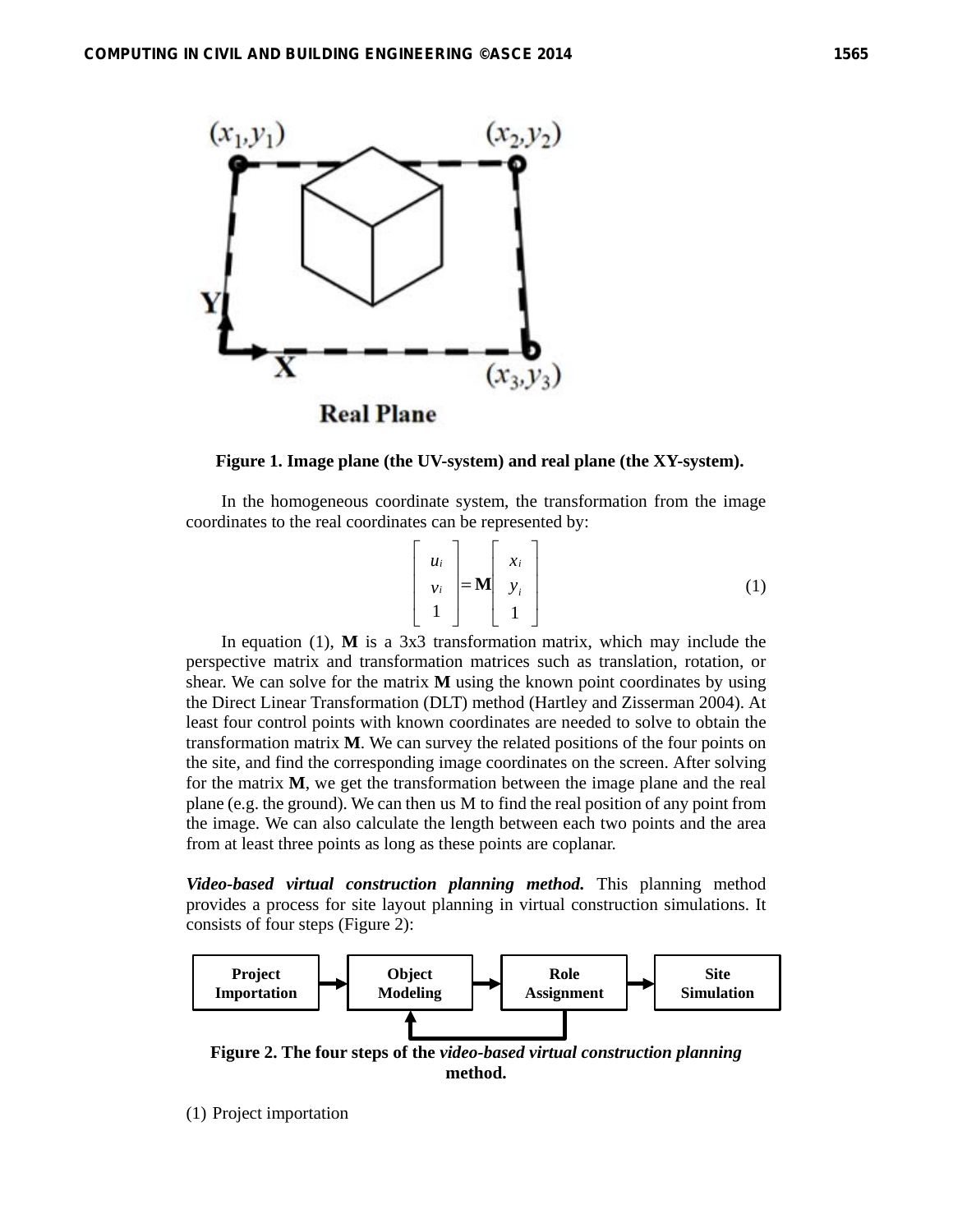Figure 1. Image plane (the UV-system) and real plane (the XY-system).

In the homogeneous coordinate system, the transformation from the image coordinates to the real coordinates can be represented by:

$$\begin{bmatrix} u_i \\ v_i \\ 1 \end{bmatrix} = \mathbf{M} \begin{bmatrix} x_i \\ y_i \\ 1 \end{bmatrix} \tag{1}$$

In equation (1), **M** is a 3x3 transformation matrix, which may include the perspective matrix and transformation matrices such as translation, rotation, or shear. We can solve for the matrix **M** using the known point coordinates by using the Direct Linear Transformation (DLT) method (Hartley and Zisserman 2004). At least four control points with known coordinates are needed to solve to obtain the transformation matrix **M**. We can survey the related positions of the four points on the site, and find the corresponding image coordinates on the screen. After solving for the matrix **M**, we get the transformation between the image plane and the real plane (e.g. the ground). We can then us M to find the real position of any point from the image. We can also calculate the length between each two points and the area from at least three points as long as these points are coplanar.

***Video-based virtual construction planning method.*** This planning method provides a process for site layout planning in virtual construction simulations. It consists of four steps (Figure 2):

Project Importation → Object Modeling → Role Assignment → Site Simulation

**Figure 2. The four steps of the *video-based virtual construction planning* method.**

(1) Project importation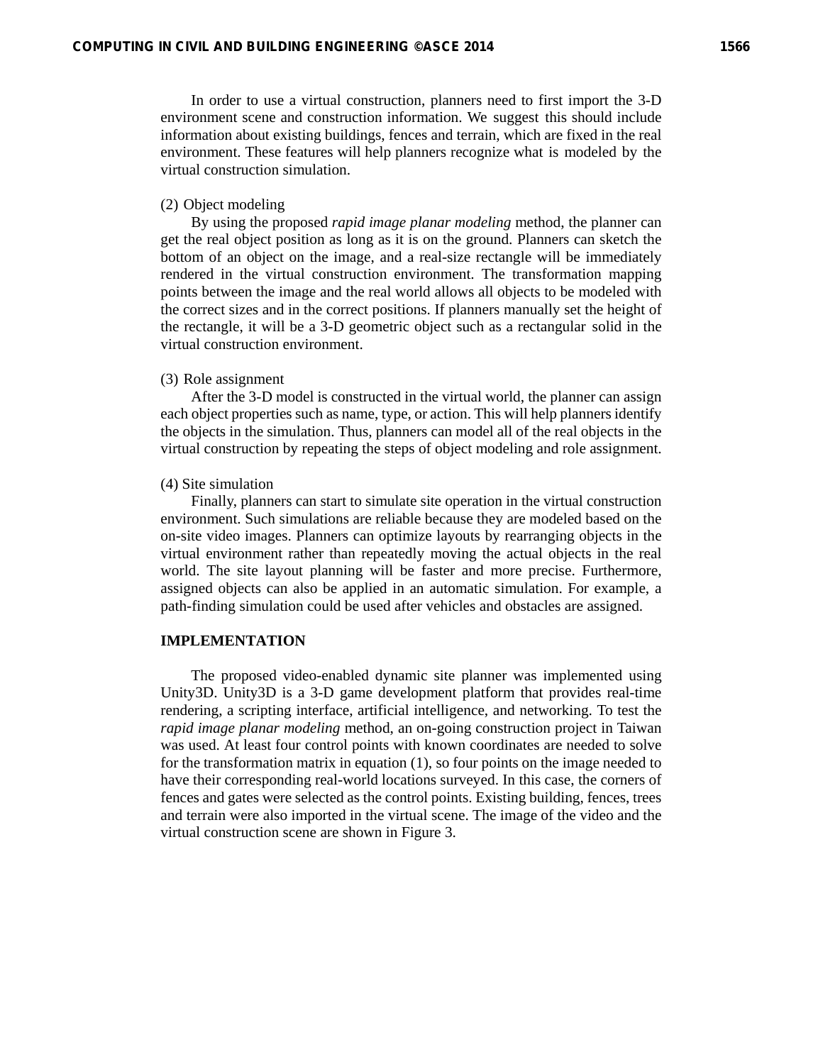In order to use a virtual construction, planners need to first import the 3-D environment scene and construction information. We suggest this should include information about existing buildings, fences and terrain, which are fixed in the real environment. These features will help planners recognize what is modeled by the virtual construction simulation.

(2) Object modeling

By using the proposed *rapid image planar modeling* method, the planner can get the real object position as long as it is on the ground. Planners can sketch the bottom of an object on the image, and a real-size rectangle will be immediately rendered in the virtual construction environment. The transformation mapping points between the image and the real world allows all objects to be modeled with the correct sizes and in the correct positions. If planners manually set the height of the rectangle, it will be a 3-D geometric object such as a rectangular solid in the virtual construction environment.

(3) Role assignment

After the 3-D model is constructed in the virtual world, the planner can assign each object properties such as name, type, or action. This will help planners identify the objects in the simulation. Thus, planners can model all of the real objects in the virtual construction by repeating the steps of object modeling and role assignment.

(4) Site simulation

Finally, planners can start to simulate site operation in the virtual construction environment. Such simulations are reliable because they are modeled based on the on-site video images. Planners can optimize layouts by rearranging objects in the virtual environment rather than repeatedly moving the actual objects in the real world. The site layout planning will be faster and more precise. Furthermore, assigned objects can also be applied in an automatic simulation. For example, a path-finding simulation could be used after vehicles and obstacles are assigned.

## IMPLEMENTATION

The proposed video-enabled dynamic site planner was implemented using Unity3D. Unity3D is a 3-D game development platform that provides real-time rendering, a scripting interface, artificial intelligence, and networking. To test the *rapid image planar modeling* method, an on-going construction project in Taiwan was used. At least four control points with known coordinates are needed to solve for the transformation matrix in equation (1), so four points on the image needed to have their corresponding real-world locations surveyed. In this case, the corners of fences and gates were selected as the control points. Existing building, fences, trees and terrain were also imported in the virtual scene. The image of the video and the virtual construction scene are shown in Figure 3.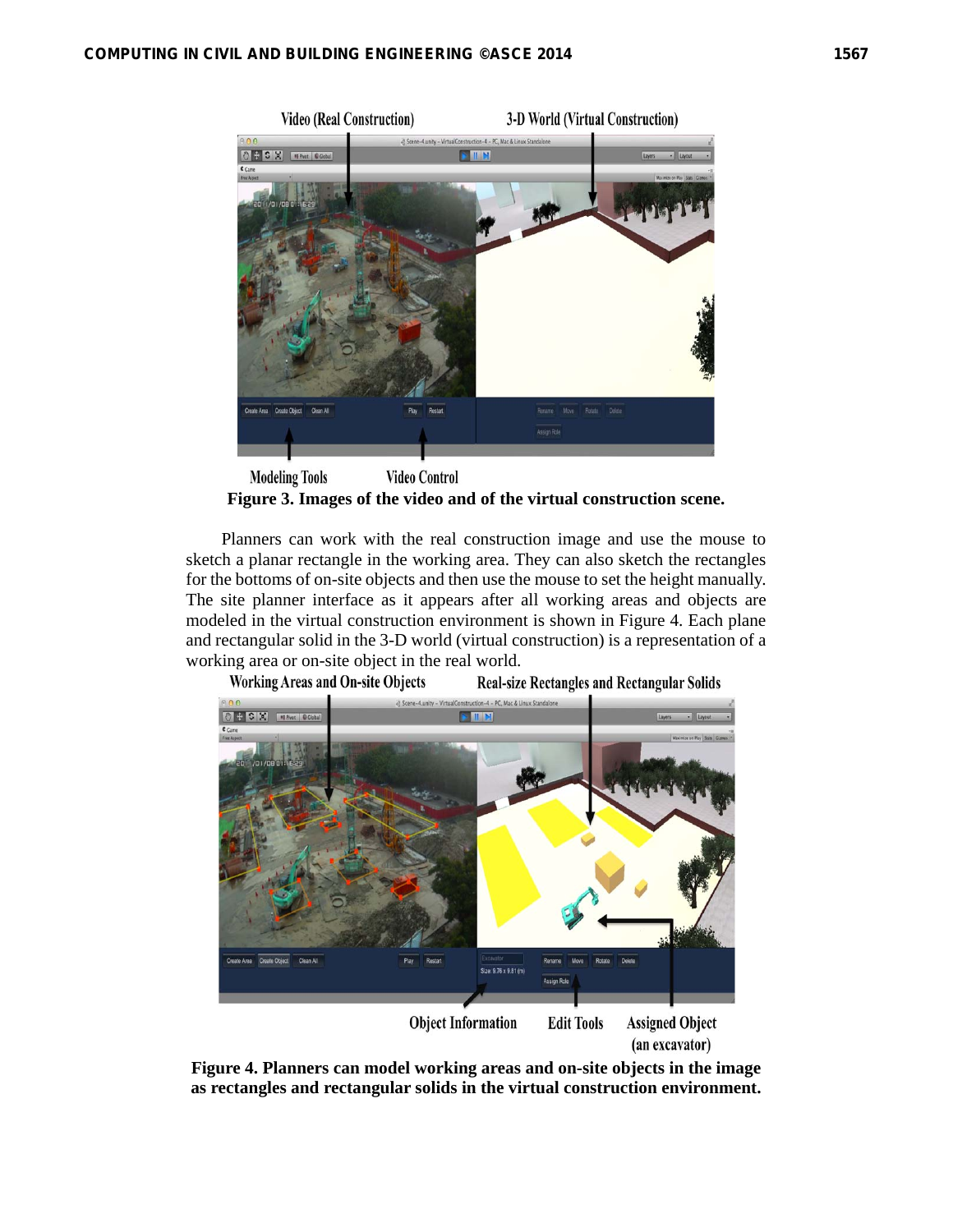**Figure 3. Images of the video and of the virtual construction scene.**

Planners can work with the real construction image and use the mouse to sketch a planar rectangle in the working area. They can also sketch the rectangles for the bottoms of on-site objects and then use the mouse to set the height manually. The site planner interface as it appears after all working areas and objects are modeled in the virtual construction environment is shown in Figure 4. Each plane and rectangular solid in the 3-D world (virtual construction) is a representation of a working area or on-site object in the real world.

**Figure 4. Planners can model working areas and on-site objects in the image as rectangles and rectangular solids in the virtual construction environment.**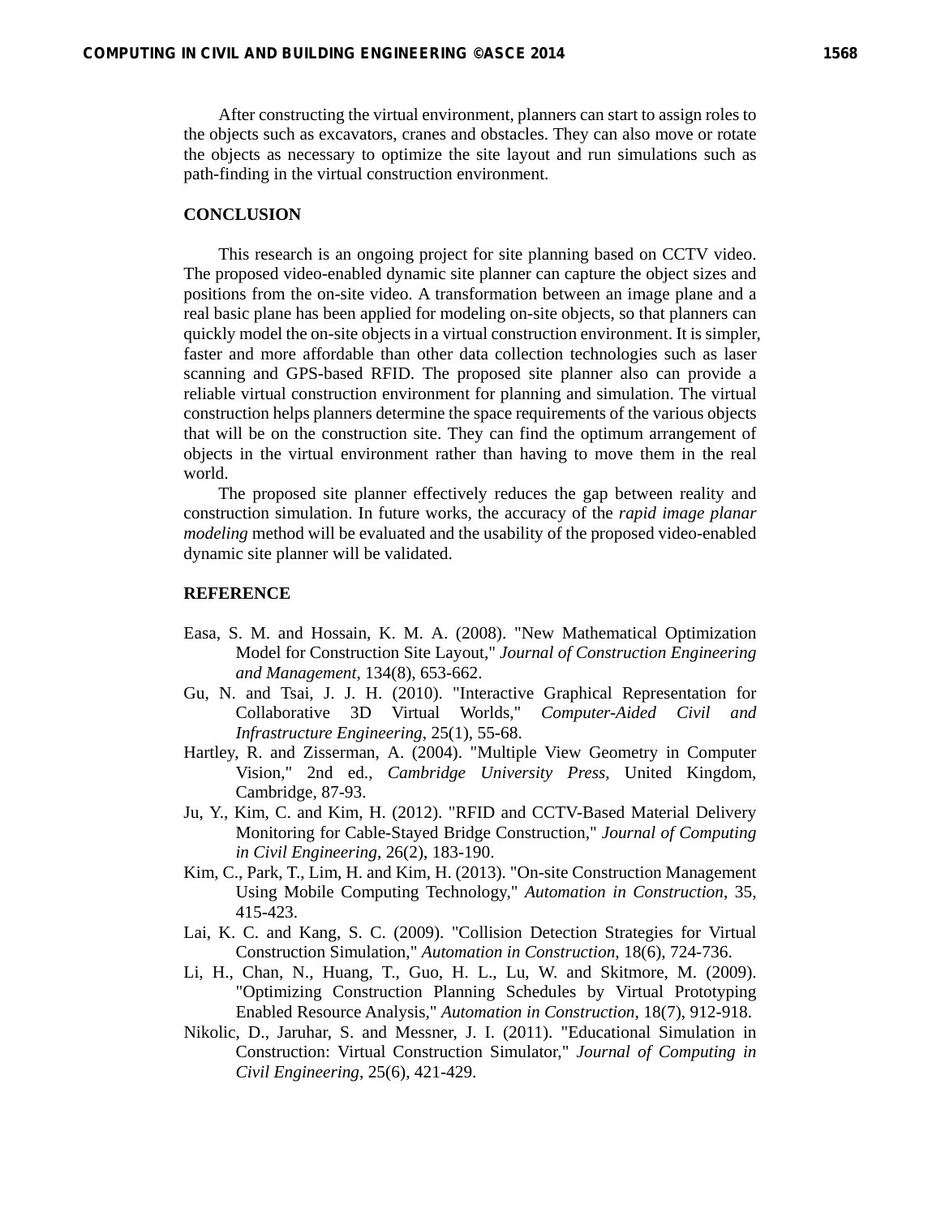After constructing the virtual environment, planners can start to assign roles to the objects such as excavators, cranes and obstacles. They can also move or rotate the objects as necessary to optimize the site layout and run simulations such as path-finding in the virtual construction environment.

## CONCLUSION

This research is an ongoing project for site planning based on CCTV video. The proposed video-enabled dynamic site planner can capture the object sizes and positions from the on-site video. A transformation between an image plane and a real basic plane has been applied for modeling on-site objects, so that planners can quickly model the on-site objects in a virtual construction environment. It is simpler, faster and more affordable than other data collection technologies such as laser scanning and GPS-based RFID. The proposed site planner also can provide a reliable virtual construction environment for planning and simulation. The virtual construction helps planners determine the space requirements of the various objects that will be on the construction site. They can find the optimum arrangement of objects in the virtual environment rather than having to move them in the real world.

The proposed site planner effectively reduces the gap between reality and construction simulation. In future works, the accuracy of the *rapid image planar modeling* method will be evaluated and the usability of the proposed video-enabled dynamic site planner will be validated.

## REFERENCE

Easa, S. M. and Hossain, K. M. A. (2008). "New Mathematical Optimization Model for Construction Site Layout," *Journal of Construction Engineering and Management*, 134(8), 653-662.

Gu, N. and Tsai, J. J. H. (2010). "Interactive Graphical Representation for Collaborative 3D Virtual Worlds," *Computer-Aided Civil and Infrastructure Engineering*, 25(1), 55-68.

Hartley, R. and Zisserman, A. (2004). "Multiple View Geometry in Computer Vision," 2nd ed., *Cambridge University Press*, United Kingdom, Cambridge, 87-93.

Ju, Y., Kim, C. and Kim, H. (2012). "RFID and CCTV-Based Material Delivery Monitoring for Cable-Stayed Bridge Construction," *Journal of Computing in Civil Engineering*, 26(2), 183-190.

Kim, C., Park, T., Lim, H. and Kim, H. (2013). "On-site Construction Management Using Mobile Computing Technology," *Automation in Construction*, 35, 415-423.

Lai, K. C. and Kang, S. C. (2009). "Collision Detection Strategies for Virtual Construction Simulation," *Automation in Construction*, 18(6), 724-736.

Li, H., Chan, N., Huang, T., Guo, H. L., Lu, W. and Skitmore, M. (2009). "Optimizing Construction Planning Schedules by Virtual Prototyping Enabled Resource Analysis," *Automation in Construction*, 18(7), 912-918.

Nikolic, D., Jaruhar, S. and Messner, J. I. (2011). "Educational Simulation in Construction: Virtual Construction Simulator," *Journal of Computing in Civil Engineering*, 25(6), 421-429.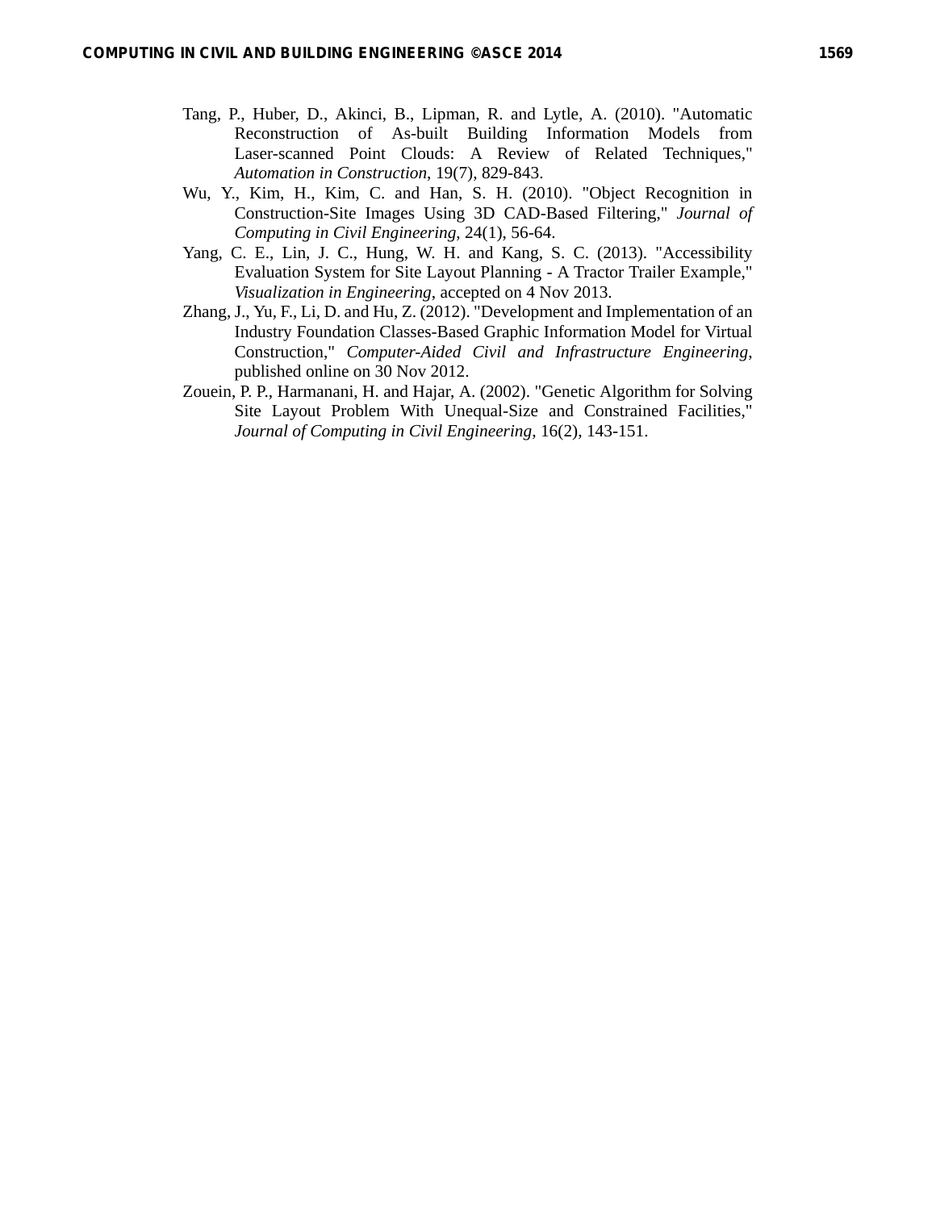Tang, P., Huber, D., Akinci, B., Lipman, R. and Lytle, A. (2010). "Automatic Reconstruction of As-built Building Information Models from Laser-scanned Point Clouds: A Review of Related Techniques," *Automation in Construction*, 19(7), 829-843.

Wu, Y., Kim, H., Kim, C. and Han, S. H. (2010). "Object Recognition in Construction-Site Images Using 3D CAD-Based Filtering," *Journal of Computing in Civil Engineering*, 24(1), 56-64.

Yang, C. E., Lin, J. C., Hung, W. H. and Kang, S. C. (2013). "Accessibility Evaluation System for Site Layout Planning - A Tractor Trailer Example," *Visualization in Engineering*, accepted on 4 Nov 2013.

Zhang, J., Yu, F., Li, D. and Hu, Z. (2012). "Development and Implementation of an Industry Foundation Classes-Based Graphic Information Model for Virtual Construction," *Computer-Aided Civil and Infrastructure Engineering*, published online on 30 Nov 2012.

Zouein, P. P., Harmanani, H. and Hajar, A. (2002). "Genetic Algorithm for Solving Site Layout Problem With Unequal-Size and Constrained Facilities," *Journal of Computing in Civil Engineering*, 16(2), 143-151.